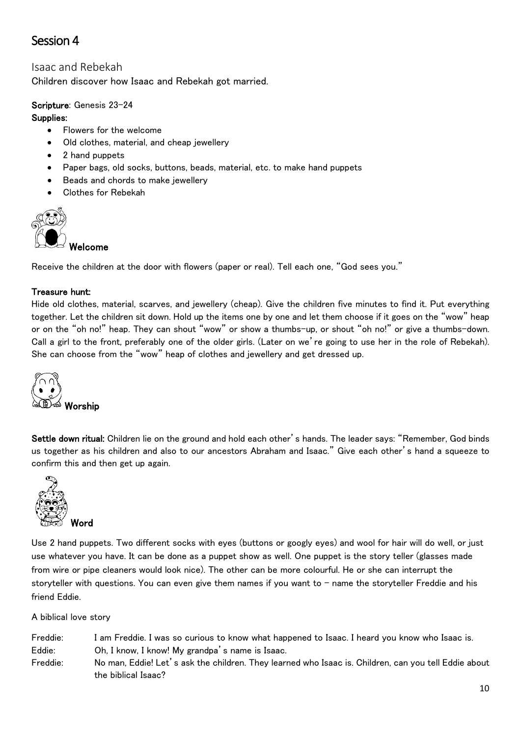# Session 4

## Isaac and Rebekah

Children discover how Isaac and Rebekah got married.

**Scripture**: Genesis 23-24

**Supplies:**

- Flowers for the welcome
- Old clothes, material, and cheap jewellery
- 2 hand puppets
- Paper bags, old socks, buttons, beads, material, etc. to make hand puppets
- Beads and chords to make jewellery
- Clothes for Rebekah

### Welcome

Receive the children at the door with flowers (paper or real). Tell each one, "God sees you."

**Treasure hunt:**

Hide old clothes, material, scarves, and jewellery (cheap). Give the children five minutes to find it. Put everything together. Let the children sit down. Hold up the items one by one and let them choose if it goes on the "wow" heap or on the "oh no!" heap. They can shout "wow" or show a thumbs-up, or shout "oh no!" or give a thumbs-down. Call a girl to the front, preferably one of the older girls. (Later on we're going to use her in the role of Rebekah). She can choose from the "wow" heap of clothes and jewellery and get dressed up.

### Worship

**Settle down ritual:** Children lie on the ground and hold each other's hands. The leader says: "Remember, God binds us together as his children and also to our ancestors Abraham and Isaac." Give each other's hand a squeeze to confirm this and then get up again.

### Word

Use 2 hand puppets. Two different socks with eyes (buttons or googly eyes) and wool for hair will do well, or just use whatever you have. It can be done as a puppet show as well. One puppet is the story teller (glasses made from wire or pipe cleaners would look nice). The other can be more colourful. He or she can interrupt the storyteller with questions. You can even give them names if you want to – name the storyteller Freddie and his friend Eddie.

A biblical love story

Freddie: I am Freddie. I was so curious to know what happened to Isaac. I heard you know who Isaac is.

Eddie: Oh, I know, I know! My grandpa's name is Isaac.

Freddie: No man, Eddie! Let's ask the children. They learned who Isaac is. Children, can you tell Eddie about the biblical Isaac?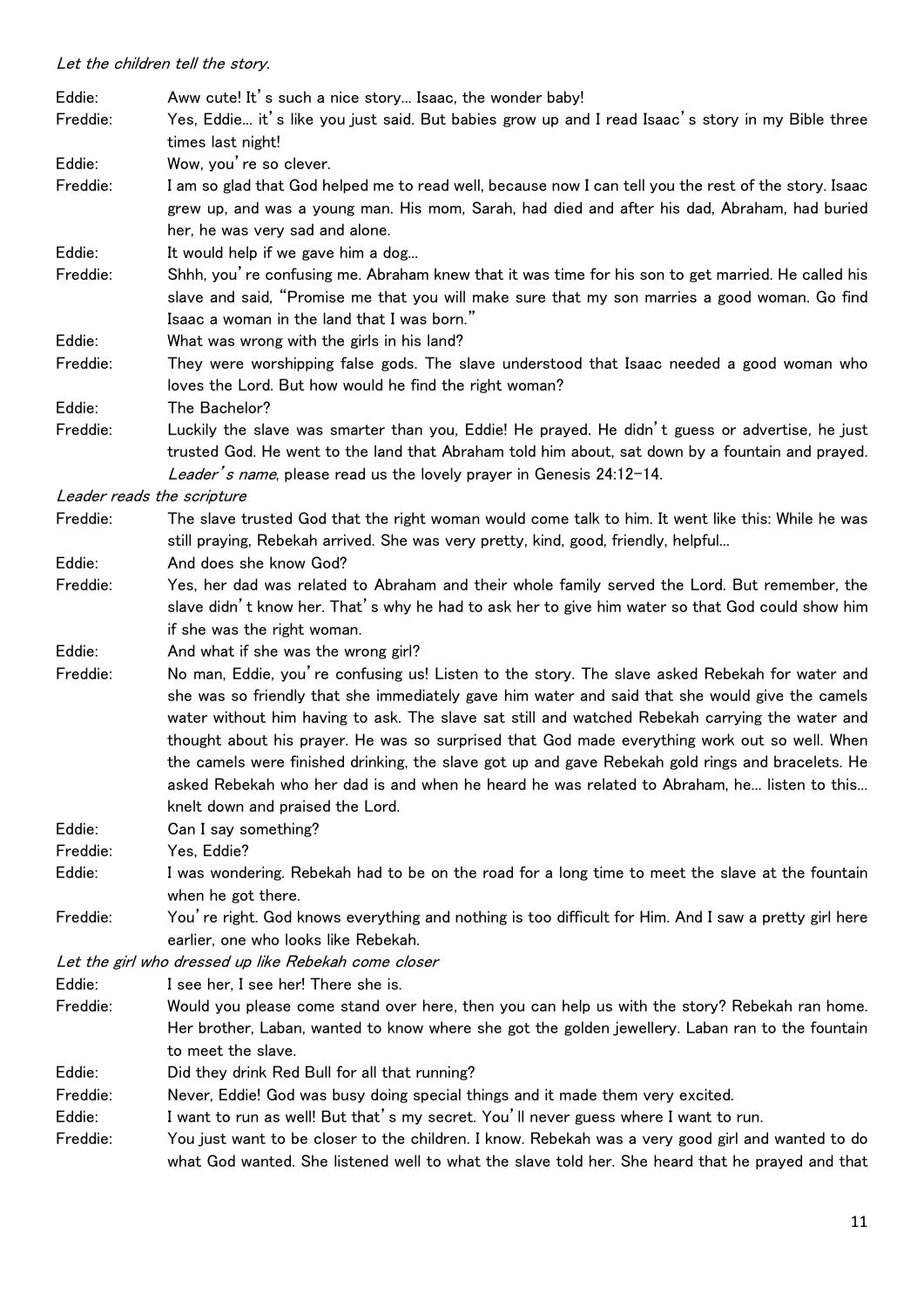*Let the children tell the story.*

**Eddie:** Aww cute! It's such a nice story… Isaac, the wonder baby!

**Freddie:** Yes, Eddie… it's like you just said. But babies grow up and I read Isaac's story in my Bible three times last night!

**Eddie:** Wow, you're so clever.

**Freddie:** I am so glad that God helped me to read well, because now I can tell you the rest of the story. Isaac grew up, and was a young man. His mom, Sarah, had died and after his dad, Abraham, had buried her, he was very sad and alone.

**Eddie:** It would help if we gave him a dog…

**Freddie:** Shhh, you're confusing me. Abraham knew that it was time for his son to get married. He called his slave and said, "Promise me that you will make sure that my son marries a good woman. Go find Isaac a woman in the land that I was born."

**Eddie:** What was wrong with the girls in his land?

**Freddie:** They were worshipping false gods. The slave understood that Isaac needed a good woman who loves the Lord. But how would he find the right woman?

**Eddie:** The Bachelor?

**Freddie:** Luckily the slave was smarter than you, Eddie! He prayed. He didn't guess or advertise, he just trusted God. He went to the land that Abraham told him about, sat down by a fountain and prayed. *Leader's name*, please read us the lovely prayer in Genesis 24:12-14.

*Leader reads the scripture*

**Freddie:** The slave trusted God that the right woman would come talk to him. It went like this: While he was still praying, Rebekah arrived. She was very pretty, kind, good, friendly, helpful…

**Eddie:** And does she know God?

**Freddie:** Yes, her dad was related to Abraham and their whole family served the Lord. But remember, the slave didn't know her. That's why he had to ask her to give him water so that God could show him if she was the right woman.

**Eddie:** And what if she was the wrong girl?

**Freddie:** No man, Eddie, you're confusing us! Listen to the story. The slave asked Rebekah for water and she was so friendly that she immediately gave him water and said that she would give the camels water without him having to ask. The slave sat still and watched Rebekah carrying the water and thought about his prayer. He was so surprised that God made everything work out so well. When the camels were finished drinking, the slave got up and gave Rebekah gold rings and bracelets. He asked Rebekah who her dad is and when he heard he was related to Abraham, he… listen to this… knelt down and praised the Lord.

**Eddie:** Can I say something?

**Freddie:** Yes, Eddie?

**Eddie:** I was wondering. Rebekah had to be on the road for a long time to meet the slave at the fountain when he got there.

**Freddie:** You're right. God knows everything and nothing is too difficult for Him. And I saw a pretty girl here earlier, one who looks like Rebekah.

*Let the girl who dressed up like Rebekah come closer*

**Eddie:** I see her, I see her! There she is.

**Freddie:** Would you please come stand over here, then you can help us with the story? Rebekah ran home. Her brother, Laban, wanted to know where she got the golden jewellery. Laban ran to the fountain to meet the slave.

**Eddie:** Did they drink Red Bull for all that running?

**Freddie:** Never, Eddie! God was busy doing special things and it made them very excited.

**Eddie:** I want to run as well! But that's my secret. You'll never guess where I want to run.

**Freddie:** You just want to be closer to the children. I know. Rebekah was a very good girl and wanted to do what God wanted. She listened well to what the slave told her. She heard that he prayed and that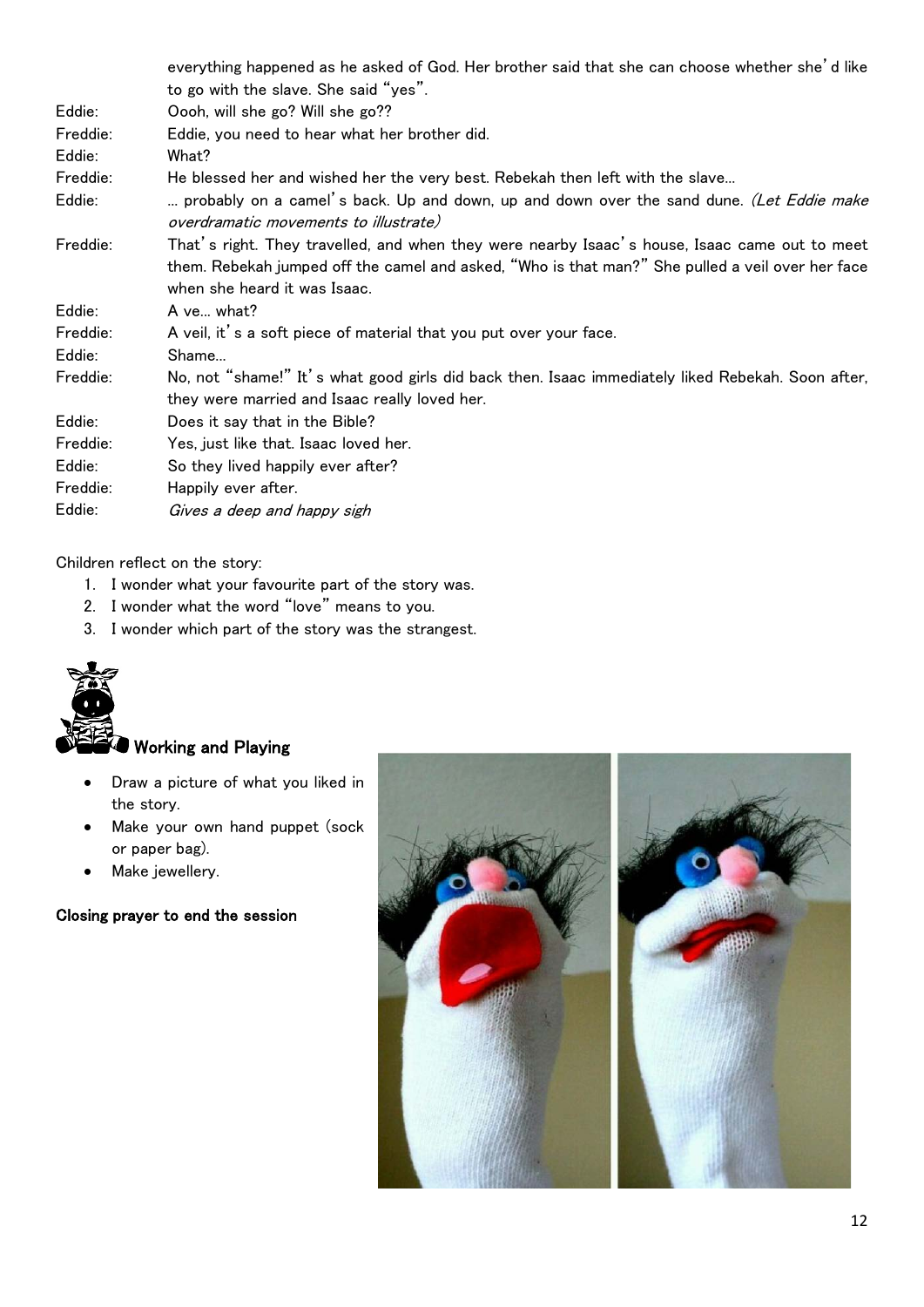| | |
|---|---|
| | everything happened as he asked of God. Her brother said that she can choose whether she'd like to go with the slave. She said "yes". |
| Eddie: | Oooh, will she go? Will she go?? |
| Freddie: | Eddie, you need to hear what her brother did. |
| Eddie: | What? |
| Freddie: | He blessed her and wished her the very best. Rebekah then left with the slave... |
| Eddie: | ... probably on a camel's back. Up and down, up and down over the sand dune. *(Let Eddie make overdramatic movements to illustrate)* |
| Freddie: | That's right. They travelled, and when they were nearby Isaac's house, Isaac came out to meet them. Rebekah jumped off the camel and asked, "Who is that man?" She pulled a veil over her face when she heard it was Isaac. |
| Eddie: | A ve... what? |
| Freddie: | A veil, it's a soft piece of material that you put over your face. |
| Eddie: | Shame... |
| Freddie: | No, not "shame!" It's what good girls did back then. Isaac immediately liked Rebekah. Soon after, they were married and Isaac really loved her. |
| Eddie: | Does it say that in the Bible? |
| Freddie: | Yes, just like that. Isaac loved her. |
| Eddie: | So they lived happily ever after? |
| Freddie: | Happily ever after. |
| Eddie: | *Gives a deep and happy sigh* |

Children reflect on the story:

1. I wonder what your favourite part of the story was.
2. I wonder what the word "love" means to you.
3. I wonder which part of the story was the strangest.

## Working and Playing

- Draw a picture of what you liked in the story.
- Make your own hand puppet (sock or paper bag).
- Make jewellery.

**Closing prayer to end the session**